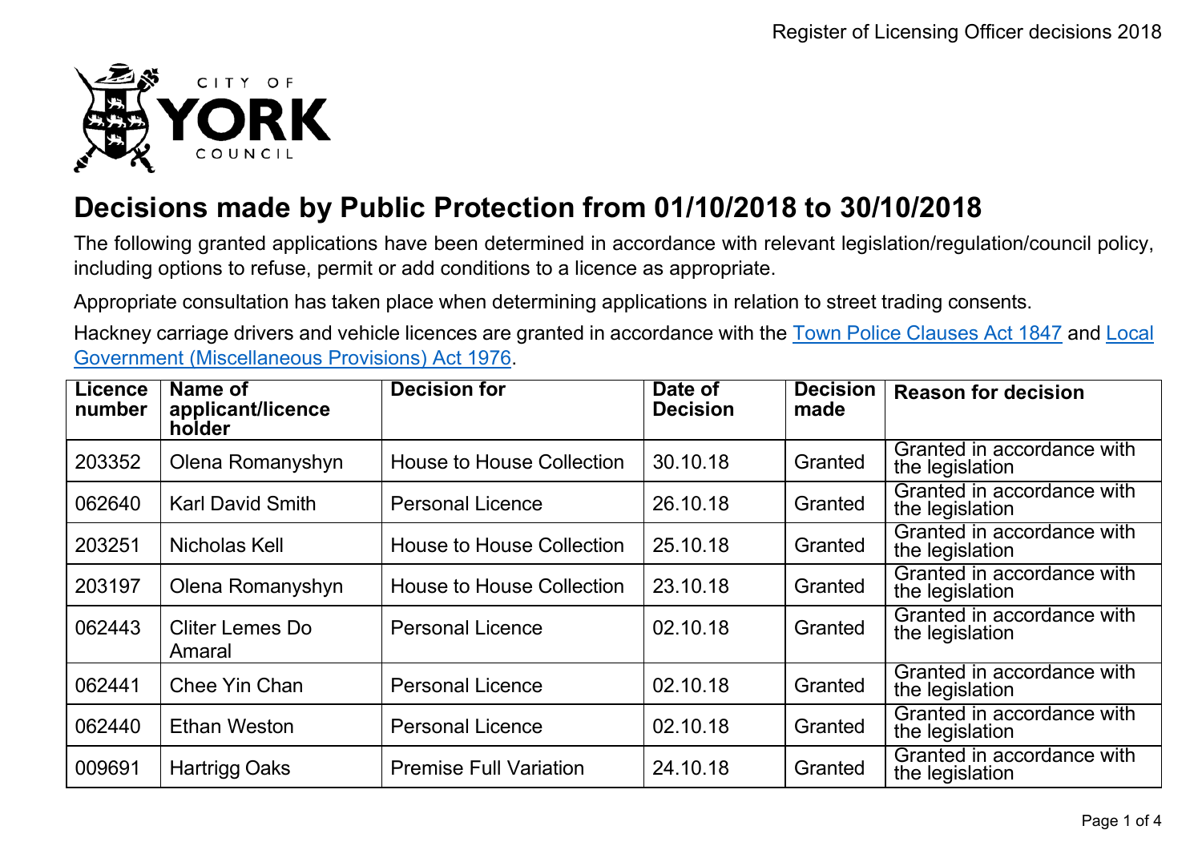# Decisions made by Public Protection from 01/10/2018 to 30/10/2018

The following granted applications have been determined in accordance with relevant legislation/regulation/council policy, including options to refuse, permit or add conditions to a licence as appropriate.

Appropriate consultation has taken place when determining applications in relation to street trading consents.

Hackney carriage drivers and vehicle licences are granted in accordance with the Town Police Clauses Act 1847 and Local Government (Miscellaneous Provisions) Act 1976.

| Licence number | Name of applicant/licence holder | Decision for | Date of Decision | Decision made | Reason for decision |
|---|---|---|---|---|---|
| 203352 | Olena Romanyshyn | House to House Collection | 30.10.18 | Granted | Granted in accordance with the legislation |
| 062640 | Karl David Smith | Personal Licence | 26.10.18 | Granted | Granted in accordance with the legislation |
| 203251 | Nicholas Kell | House to House Collection | 25.10.18 | Granted | Granted in accordance with the legislation |
| 203197 | Olena Romanyshyn | House to House Collection | 23.10.18 | Granted | Granted in accordance with the legislation |
| 062443 | Cliter Lemes Do Amaral | Personal Licence | 02.10.18 | Granted | Granted in accordance with the legislation |
| 062441 | Chee Yin Chan | Personal Licence | 02.10.18 | Granted | Granted in accordance with the legislation |
| 062440 | Ethan Weston | Personal Licence | 02.10.18 | Granted | Granted in accordance with the legislation |
| 009691 | Hartrigg Oaks | Premise Full Variation | 24.10.18 | Granted | Granted in accordance with the legislation |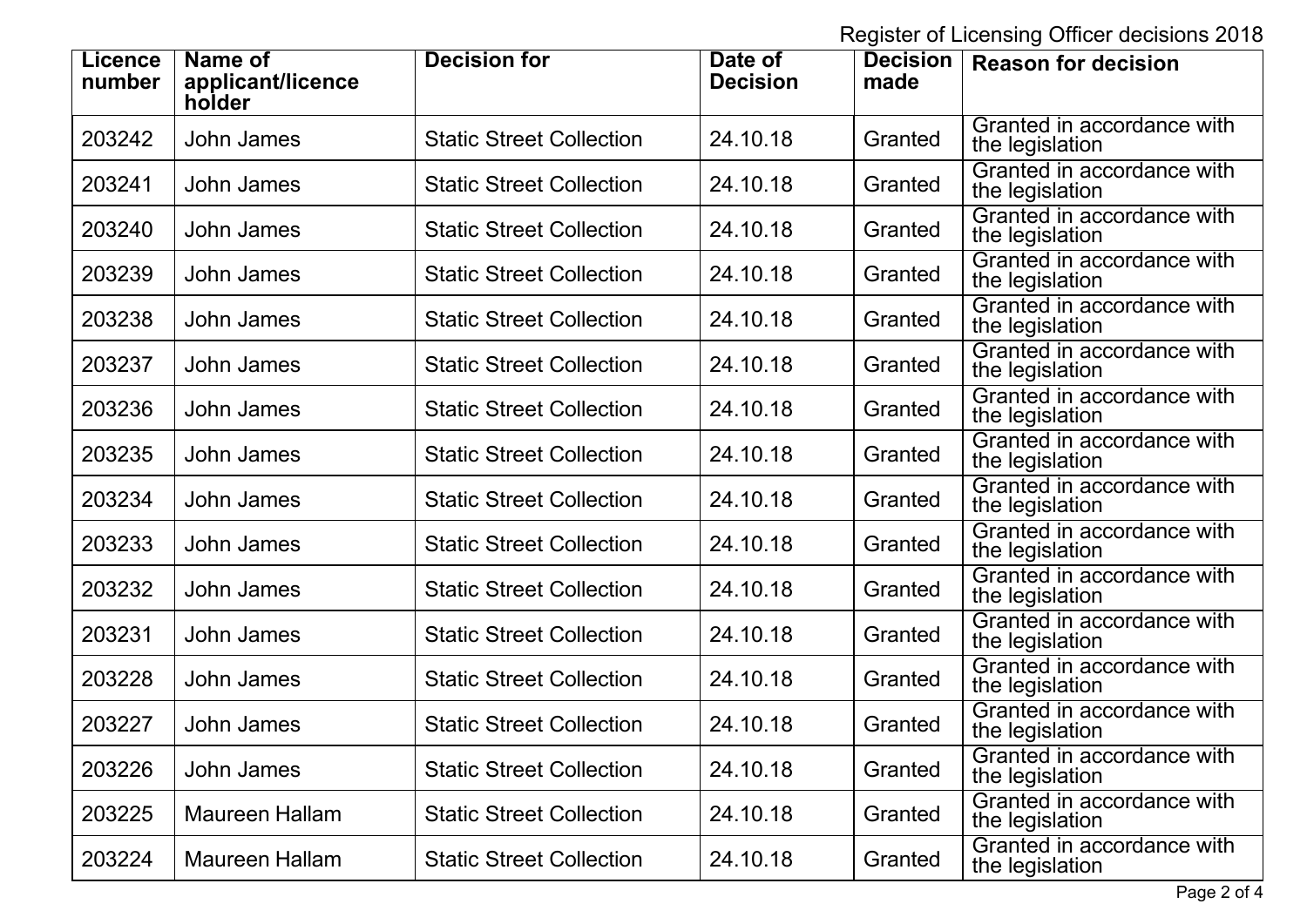| Licence number | Name of applicant/licence holder | Decision for | Date of Decision | Decision made | Reason for decision |
|---|---|---|---|---|---|
| 203242 | John James | Static Street Collection | 24.10.18 | Granted | Granted in accordance with the legislation |
| 203241 | John James | Static Street Collection | 24.10.18 | Granted | Granted in accordance with the legislation |
| 203240 | John James | Static Street Collection | 24.10.18 | Granted | Granted in accordance with the legislation |
| 203239 | John James | Static Street Collection | 24.10.18 | Granted | Granted in accordance with the legislation |
| 203238 | John James | Static Street Collection | 24.10.18 | Granted | Granted in accordance with the legislation |
| 203237 | John James | Static Street Collection | 24.10.18 | Granted | Granted in accordance with the legislation |
| 203236 | John James | Static Street Collection | 24.10.18 | Granted | Granted in accordance with the legislation |
| 203235 | John James | Static Street Collection | 24.10.18 | Granted | Granted in accordance with the legislation |
| 203234 | John James | Static Street Collection | 24.10.18 | Granted | Granted in accordance with the legislation |
| 203233 | John James | Static Street Collection | 24.10.18 | Granted | Granted in accordance with the legislation |
| 203232 | John James | Static Street Collection | 24.10.18 | Granted | Granted in accordance with the legislation |
| 203231 | John James | Static Street Collection | 24.10.18 | Granted | Granted in accordance with the legislation |
| 203228 | John James | Static Street Collection | 24.10.18 | Granted | Granted in accordance with the legislation |
| 203227 | John James | Static Street Collection | 24.10.18 | Granted | Granted in accordance with the legislation |
| 203226 | John James | Static Street Collection | 24.10.18 | Granted | Granted in accordance with the legislation |
| 203225 | Maureen Hallam | Static Street Collection | 24.10.18 | Granted | Granted in accordance with the legislation |
| 203224 | Maureen Hallam | Static Street Collection | 24.10.18 | Granted | Granted in accordance with the legislation |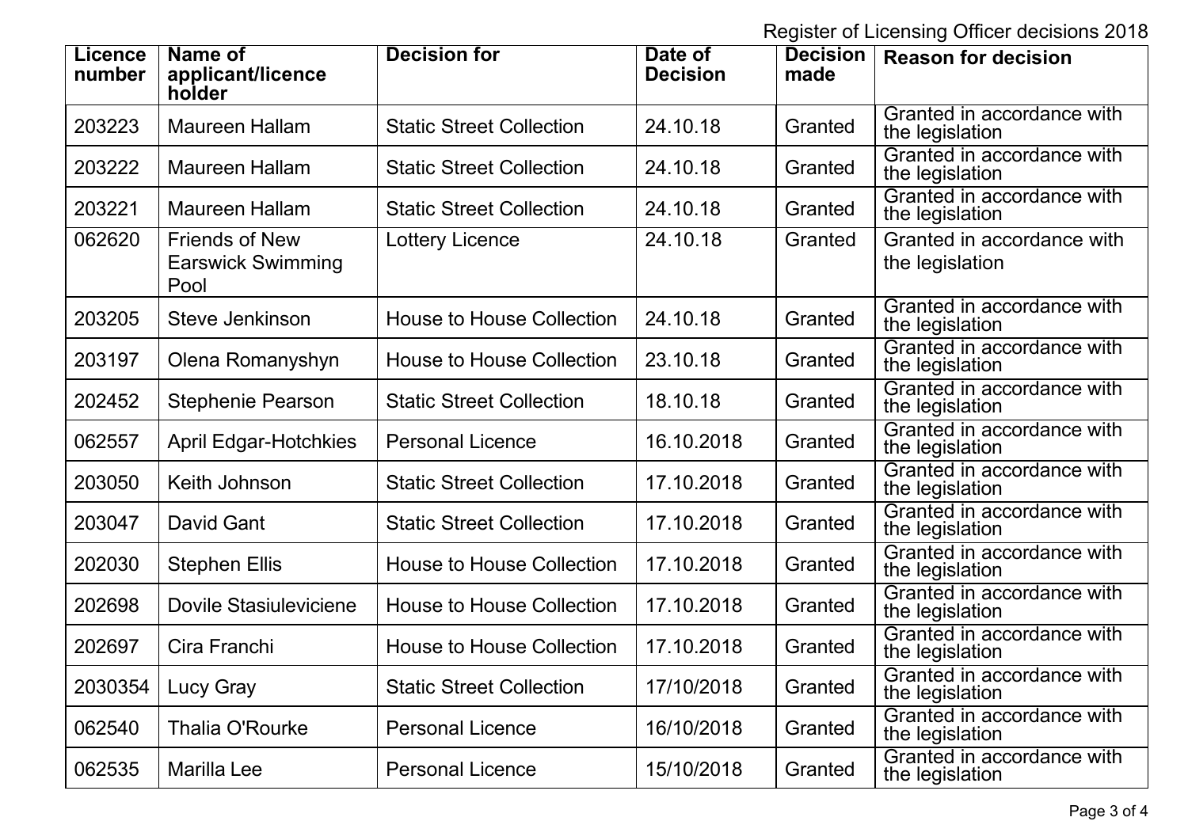| Licence number | Name of applicant/licence holder | Decision for | Date of Decision | Decision made | Reason for decision |
|---|---|---|---|---|---|
| 203223 | Maureen Hallam | Static Street Collection | 24.10.18 | Granted | Granted in accordance with the legislation |
| 203222 | Maureen Hallam | Static Street Collection | 24.10.18 | Granted | Granted in accordance with the legislation |
| 203221 | Maureen Hallam | Static Street Collection | 24.10.18 | Granted | Granted in accordance with the legislation |
| 062620 | Friends of New Earswick Swimming Pool | Lottery Licence | 24.10.18 | Granted | Granted in accordance with the legislation |
| 203205 | Steve Jenkinson | House to House Collection | 24.10.18 | Granted | Granted in accordance with the legislation |
| 203197 | Olena Romanyshyn | House to House Collection | 23.10.18 | Granted | Granted in accordance with the legislation |
| 202452 | Stephenie Pearson | Static Street Collection | 18.10.18 | Granted | Granted in accordance with the legislation |
| 062557 | April Edgar-Hotchkies | Personal Licence | 16.10.2018 | Granted | Granted in accordance with the legislation |
| 203050 | Keith Johnson | Static Street Collection | 17.10.2018 | Granted | Granted in accordance with the legislation |
| 203047 | David Gant | Static Street Collection | 17.10.2018 | Granted | Granted in accordance with the legislation |
| 202030 | Stephen Ellis | House to House Collection | 17.10.2018 | Granted | Granted in accordance with the legislation |
| 202698 | Dovile Stasiuleviciene | House to House Collection | 17.10.2018 | Granted | Granted in accordance with the legislation |
| 202697 | Cira Franchi | House to House Collection | 17.10.2018 | Granted | Granted in accordance with the legislation |
| 2030354 | Lucy Gray | Static Street Collection | 17/10/2018 | Granted | Granted in accordance with the legislation |
| 062540 | Thalia O'Rourke | Personal Licence | 16/10/2018 | Granted | Granted in accordance with the legislation |
| 062535 | Marilla Lee | Personal Licence | 15/10/2018 | Granted | Granted in accordance with the legislation |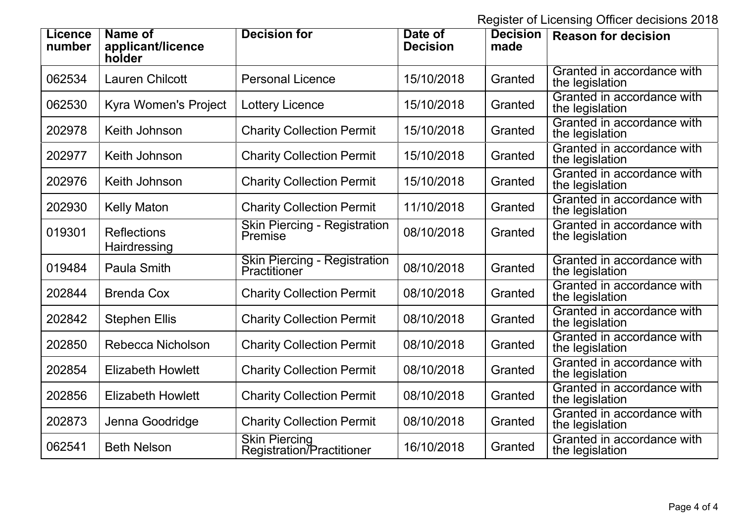| Licence number | Name of applicant/licence holder | Decision for | Date of Decision | Decision made | Reason for decision |
|---|---|---|---|---|---|
| 062534 | Lauren Chilcott | Personal Licence | 15/10/2018 | Granted | Granted in accordance with the legislation |
| 062530 | Kyra Women's Project | Lottery Licence | 15/10/2018 | Granted | Granted in accordance with the legislation |
| 202978 | Keith Johnson | Charity Collection Permit | 15/10/2018 | Granted | Granted in accordance with the legislation |
| 202977 | Keith Johnson | Charity Collection Permit | 15/10/2018 | Granted | Granted in accordance with the legislation |
| 202976 | Keith Johnson | Charity Collection Permit | 15/10/2018 | Granted | Granted in accordance with the legislation |
| 202930 | Kelly Maton | Charity Collection Permit | 11/10/2018 | Granted | Granted in accordance with the legislation |
| 019301 | Reflections Hairdressing | Skin Piercing - Registration Premise | 08/10/2018 | Granted | Granted in accordance with the legislation |
| 019484 | Paula Smith | Skin Piercing - Registration Practitioner | 08/10/2018 | Granted | Granted in accordance with the legislation |
| 202844 | Brenda Cox | Charity Collection Permit | 08/10/2018 | Granted | Granted in accordance with the legislation |
| 202842 | Stephen Ellis | Charity Collection Permit | 08/10/2018 | Granted | Granted in accordance with the legislation |
| 202850 | Rebecca Nicholson | Charity Collection Permit | 08/10/2018 | Granted | Granted in accordance with the legislation |
| 202854 | Elizabeth Howlett | Charity Collection Permit | 08/10/2018 | Granted | Granted in accordance with the legislation |
| 202856 | Elizabeth Howlett | Charity Collection Permit | 08/10/2018 | Granted | Granted in accordance with the legislation |
| 202873 | Jenna Goodridge | Charity Collection Permit | 08/10/2018 | Granted | Granted in accordance with the legislation |
| 062541 | Beth Nelson | Skin Piercing Registration/Practitioner | 16/10/2018 | Granted | Granted in accordance with the legislation |